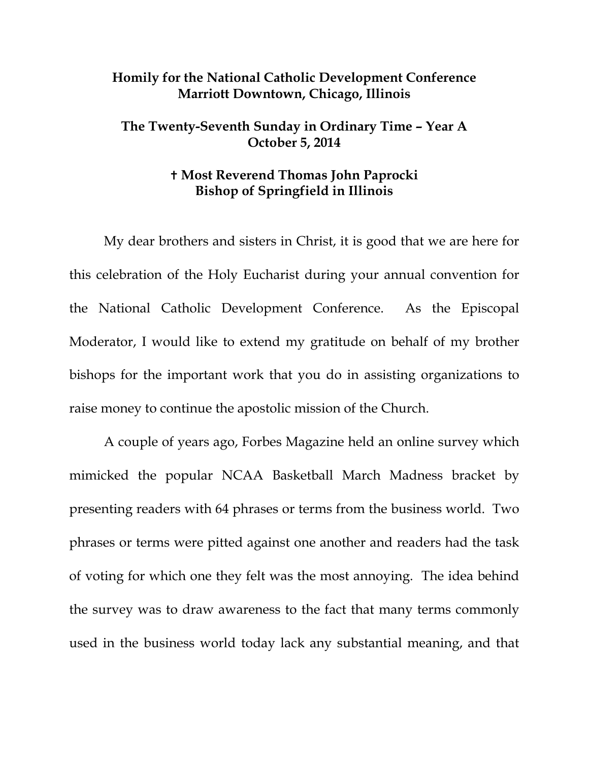**Homily for the National Catholic Development Conference**
**Marriott Downtown, Chicago, Illinois**

**The Twenty-Seventh Sunday in Ordinary Time – Year A**
**October 5, 2014**

**† Most Reverend Thomas John Paprocki**
**Bishop of Springfield in Illinois**

My dear brothers and sisters in Christ, it is good that we are here for this celebration of the Holy Eucharist during your annual convention for the National Catholic Development Conference. As the Episcopal Moderator, I would like to extend my gratitude on behalf of my brother bishops for the important work that you do in assisting organizations to raise money to continue the apostolic mission of the Church.

A couple of years ago, Forbes Magazine held an online survey which mimicked the popular NCAA Basketball March Madness bracket by presenting readers with 64 phrases or terms from the business world. Two phrases or terms were pitted against one another and readers had the task of voting for which one they felt was the most annoying. The idea behind the survey was to draw awareness to the fact that many terms commonly used in the business world today lack any substantial meaning, and that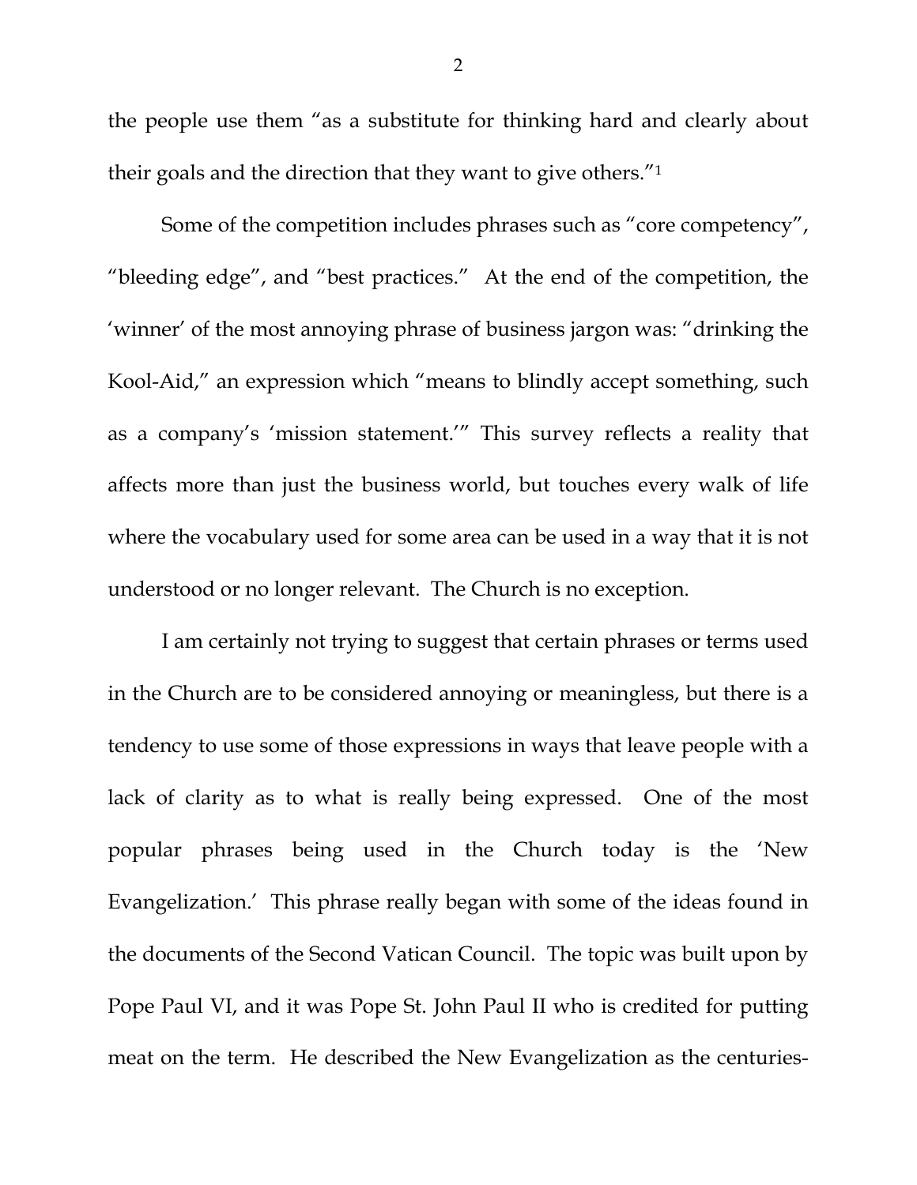the people use them "as a substitute for thinking hard and clearly about their goals and the direction that they want to give others."[1]

Some of the competition includes phrases such as "core competency", "bleeding edge", and "best practices." At the end of the competition, the 'winner' of the most annoying phrase of business jargon was: "drinking the Kool-Aid," an expression which "means to blindly accept something, such as a company's 'mission statement.'" This survey reflects a reality that affects more than just the business world, but touches every walk of life where the vocabulary used for some area can be used in a way that it is not understood or no longer relevant. The Church is no exception.

I am certainly not trying to suggest that certain phrases or terms used in the Church are to be considered annoying or meaningless, but there is a tendency to use some of those expressions in ways that leave people with a lack of clarity as to what is really being expressed. One of the most popular phrases being used in the Church today is the 'New Evangelization.' This phrase really began with some of the ideas found in the documents of the Second Vatican Council. The topic was built upon by Pope Paul VI, and it was Pope St. John Paul II who is credited for putting meat on the term. He described the New Evangelization as the centuries-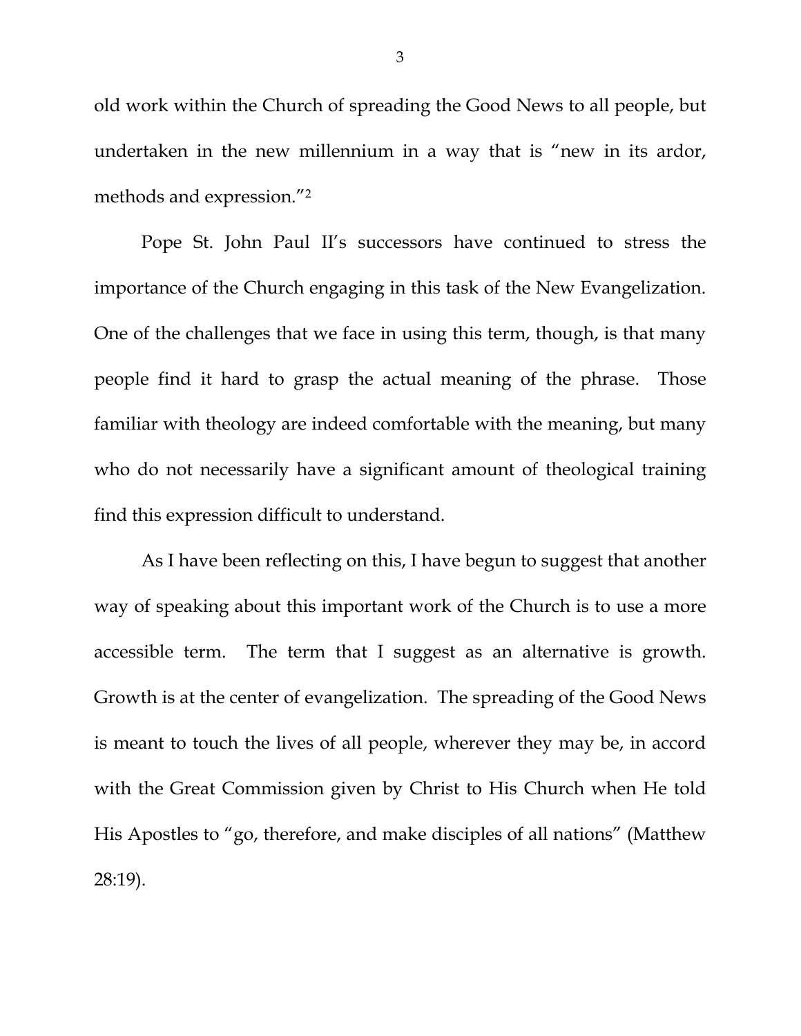old work within the Church of spreading the Good News to all people, but undertaken in the new millennium in a way that is "new in its ardor, methods and expression."[2]

Pope St. John Paul II's successors have continued to stress the importance of the Church engaging in this task of the New Evangelization. One of the challenges that we face in using this term, though, is that many people find it hard to grasp the actual meaning of the phrase. Those familiar with theology are indeed comfortable with the meaning, but many who do not necessarily have a significant amount of theological training find this expression difficult to understand.

As I have been reflecting on this, I have begun to suggest that another way of speaking about this important work of the Church is to use a more accessible term. The term that I suggest as an alternative is growth. Growth is at the center of evangelization. The spreading of the Good News is meant to touch the lives of all people, wherever they may be, in accord with the Great Commission given by Christ to His Church when He told His Apostles to "go, therefore, and make disciples of all nations" (Matthew 28:19).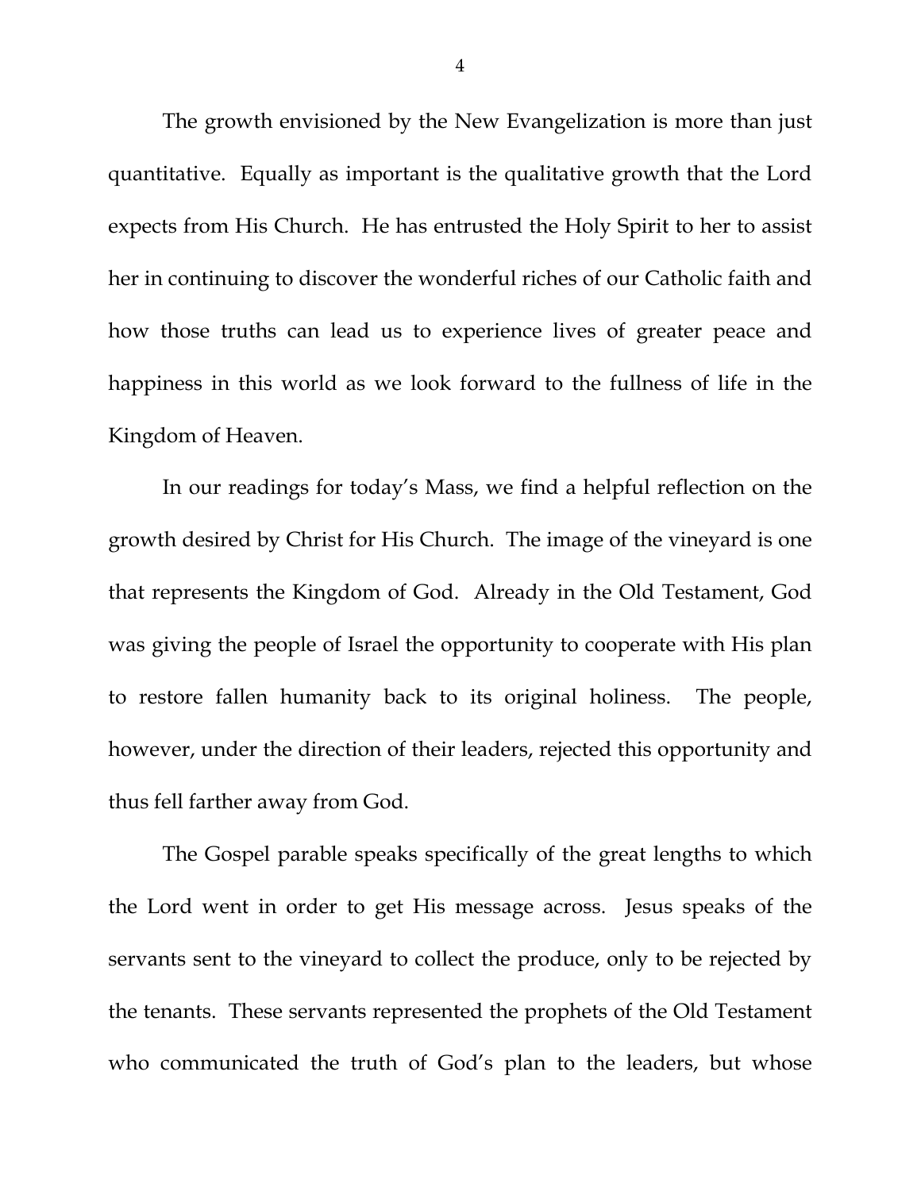The growth envisioned by the New Evangelization is more than just quantitative. Equally as important is the qualitative growth that the Lord expects from His Church. He has entrusted the Holy Spirit to her to assist her in continuing to discover the wonderful riches of our Catholic faith and how those truths can lead us to experience lives of greater peace and happiness in this world as we look forward to the fullness of life in the Kingdom of Heaven.

In our readings for today's Mass, we find a helpful reflection on the growth desired by Christ for His Church. The image of the vineyard is one that represents the Kingdom of God. Already in the Old Testament, God was giving the people of Israel the opportunity to cooperate with His plan to restore fallen humanity back to its original holiness. The people, however, under the direction of their leaders, rejected this opportunity and thus fell farther away from God.

The Gospel parable speaks specifically of the great lengths to which the Lord went in order to get His message across. Jesus speaks of the servants sent to the vineyard to collect the produce, only to be rejected by the tenants. These servants represented the prophets of the Old Testament who communicated the truth of God's plan to the leaders, but whose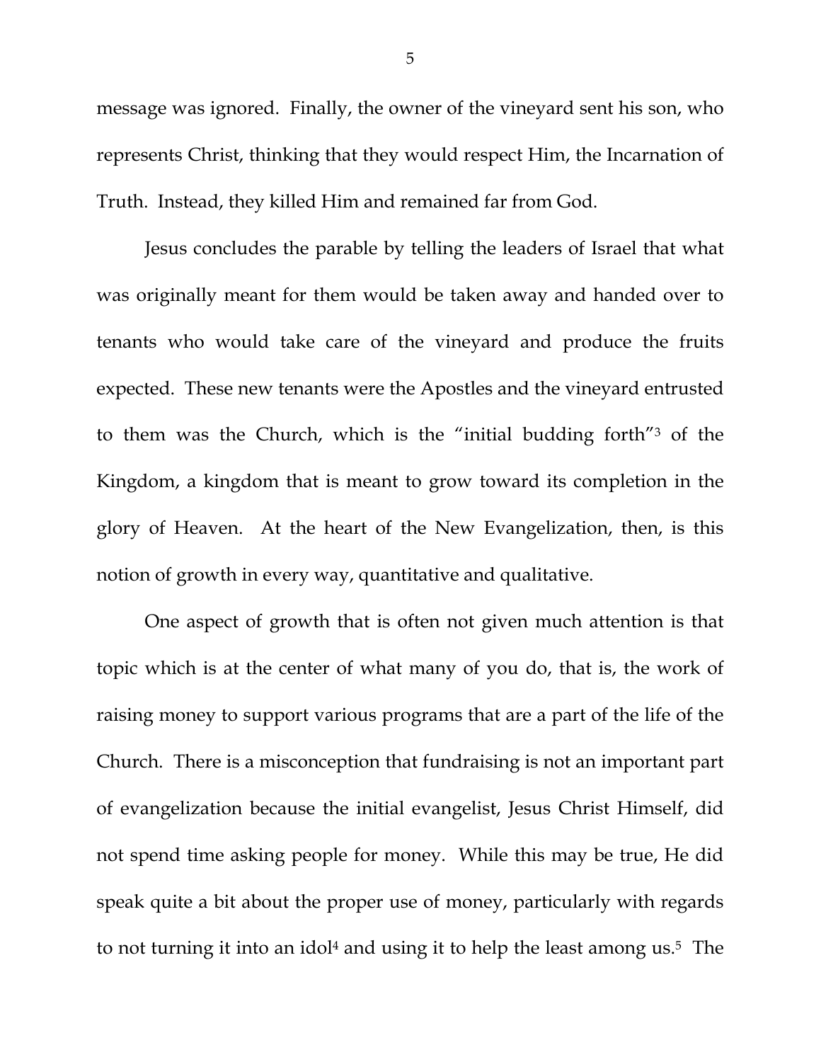message was ignored. Finally, the owner of the vineyard sent his son, who represents Christ, thinking that they would respect Him, the Incarnation of Truth. Instead, they killed Him and remained far from God.

Jesus concludes the parable by telling the leaders of Israel that what was originally meant for them would be taken away and handed over to tenants who would take care of the vineyard and produce the fruits expected. These new tenants were the Apostles and the vineyard entrusted to them was the Church, which is the "initial budding forth"[3] of the Kingdom, a kingdom that is meant to grow toward its completion in the glory of Heaven. At the heart of the New Evangelization, then, is this notion of growth in every way, quantitative and qualitative.

One aspect of growth that is often not given much attention is that topic which is at the center of what many of you do, that is, the work of raising money to support various programs that are a part of the life of the Church. There is a misconception that fundraising is not an important part of evangelization because the initial evangelist, Jesus Christ Himself, did not spend time asking people for money. While this may be true, He did speak quite a bit about the proper use of money, particularly with regards to not turning it into an idol[4] and using it to help the least among us.[5] The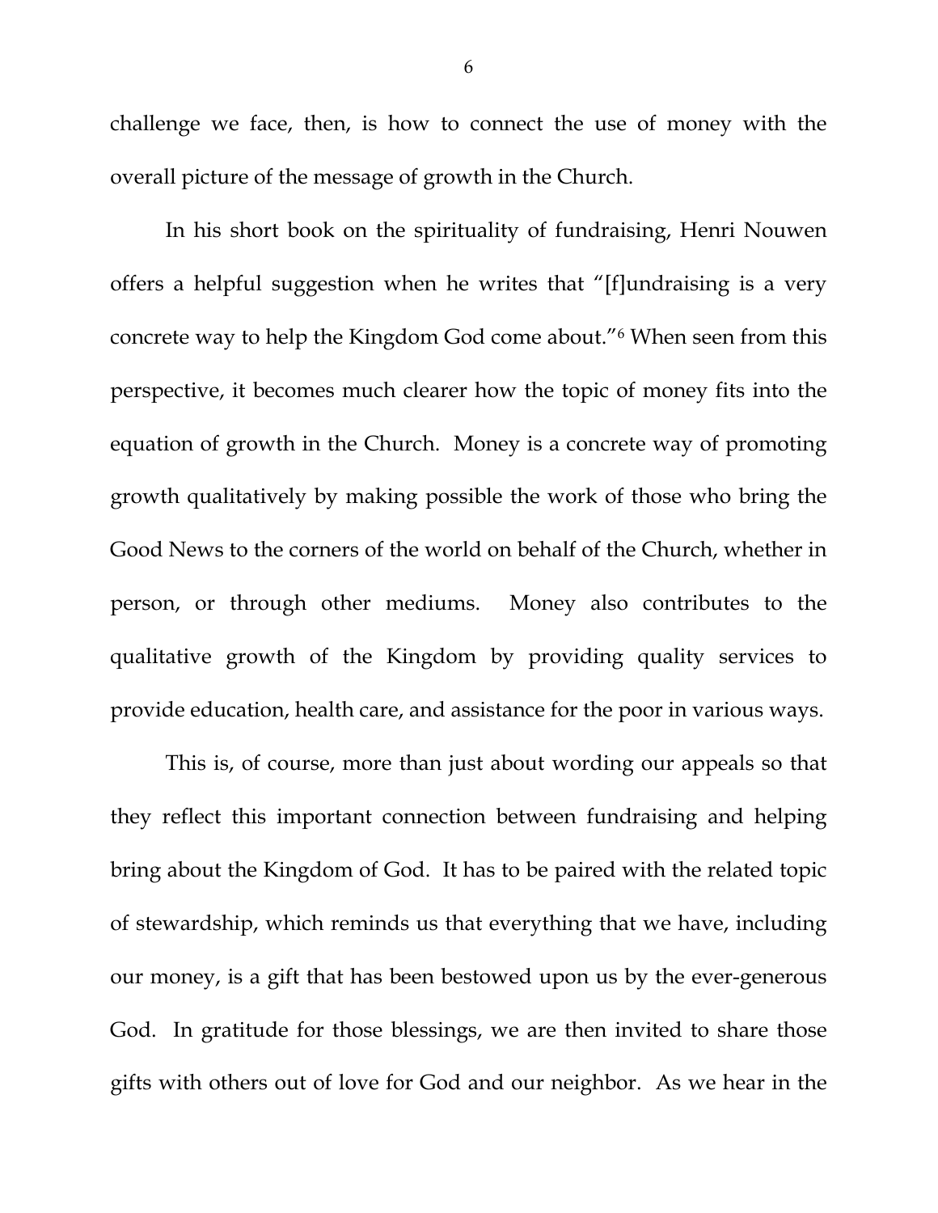challenge we face, then, is how to connect the use of money with the overall picture of the message of growth in the Church.

In his short book on the spirituality of fundraising, Henri Nouwen offers a helpful suggestion when he writes that "[f]undraising is a very concrete way to help the Kingdom God come about."[6] When seen from this perspective, it becomes much clearer how the topic of money fits into the equation of growth in the Church. Money is a concrete way of promoting growth qualitatively by making possible the work of those who bring the Good News to the corners of the world on behalf of the Church, whether in person, or through other mediums. Money also contributes to the qualitative growth of the Kingdom by providing quality services to provide education, health care, and assistance for the poor in various ways.

This is, of course, more than just about wording our appeals so that they reflect this important connection between fundraising and helping bring about the Kingdom of God. It has to be paired with the related topic of stewardship, which reminds us that everything that we have, including our money, is a gift that has been bestowed upon us by the ever-generous God. In gratitude for those blessings, we are then invited to share those gifts with others out of love for God and our neighbor. As we hear in the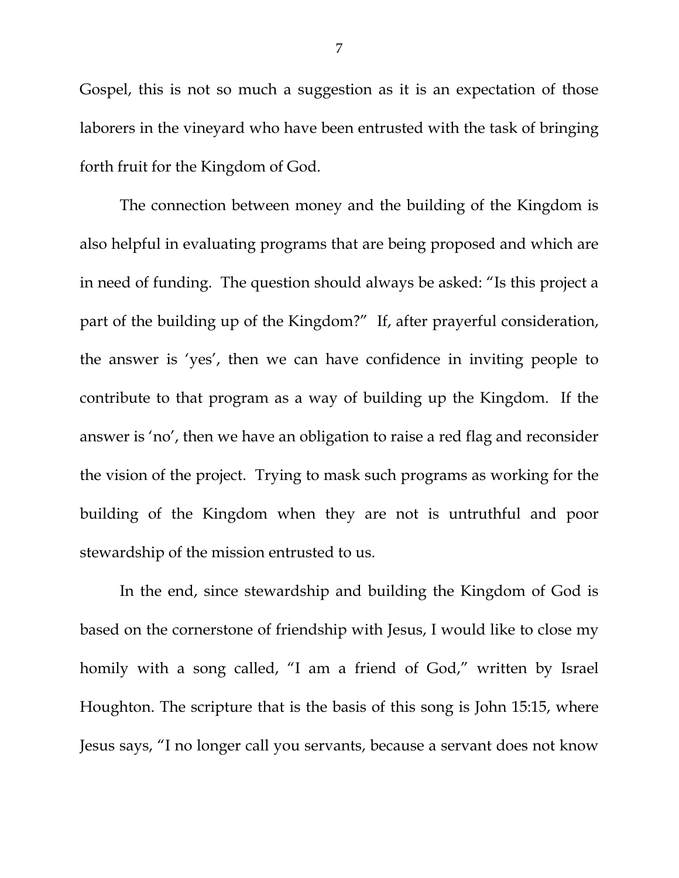Gospel, this is not so much a suggestion as it is an expectation of those laborers in the vineyard who have been entrusted with the task of bringing forth fruit for the Kingdom of God.

The connection between money and the building of the Kingdom is also helpful in evaluating programs that are being proposed and which are in need of funding. The question should always be asked: "Is this project a part of the building up of the Kingdom?" If, after prayerful consideration, the answer is 'yes', then we can have confidence in inviting people to contribute to that program as a way of building up the Kingdom. If the answer is 'no', then we have an obligation to raise a red flag and reconsider the vision of the project. Trying to mask such programs as working for the building of the Kingdom when they are not is untruthful and poor stewardship of the mission entrusted to us.

In the end, since stewardship and building the Kingdom of God is based on the cornerstone of friendship with Jesus, I would like to close my homily with a song called, "I am a friend of God," written by Israel Houghton. The scripture that is the basis of this song is John 15:15, where Jesus says, "I no longer call you servants, because a servant does not know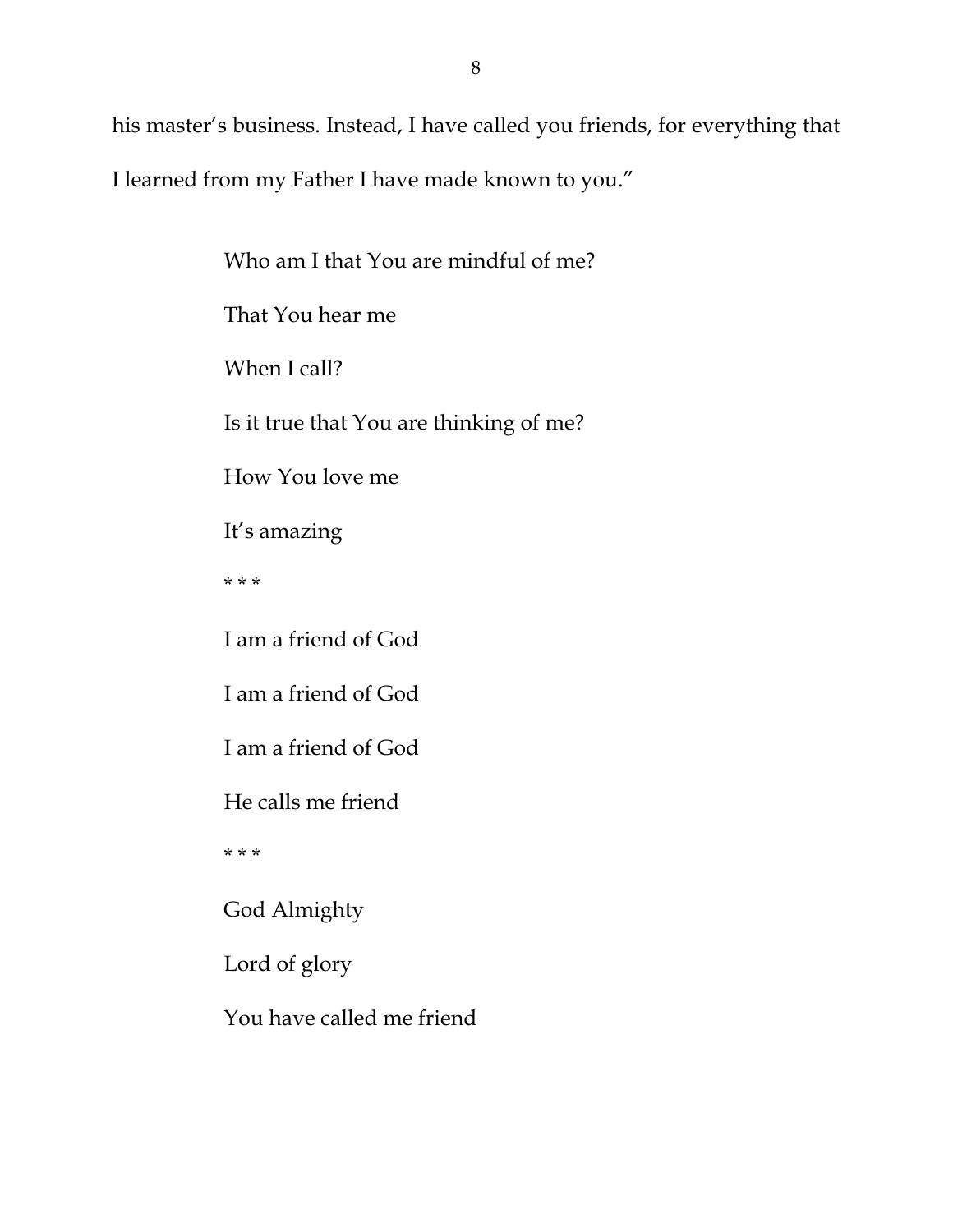his master's business. Instead, I have called you friends, for everything that I learned from my Father I have made known to you."

> Who am I that You are mindful of me?
>
> That You hear me
>
> When I call?
>
> Is it true that You are thinking of me?
>
> How You love me
>
> It's amazing
>
> * * *
>
> I am a friend of God
>
> I am a friend of God
>
> I am a friend of God
>
> He calls me friend
>
> * * *
>
> God Almighty
>
> Lord of glory
>
> You have called me friend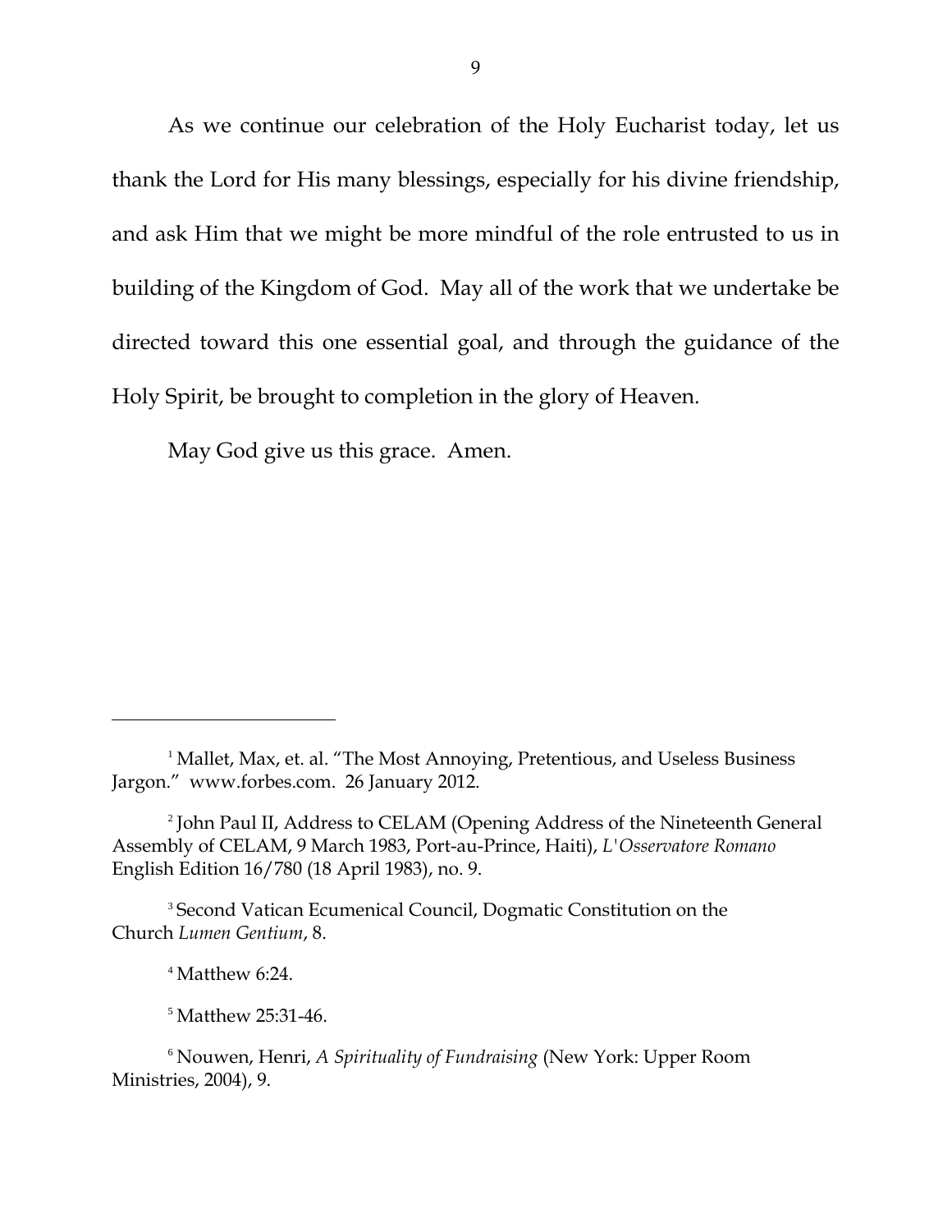As we continue our celebration of the Holy Eucharist today, let us thank the Lord for His many blessings, especially for his divine friendship, and ask Him that we might be more mindful of the role entrusted to us in building of the Kingdom of God. May all of the work that we undertake be directed toward this one essential goal, and through the guidance of the Holy Spirit, be brought to completion in the glory of Heaven.

May God give us this grace. Amen.

---

[1] Mallet, Max, et. al. "The Most Annoying, Pretentious, and Useless Business Jargon." www.forbes.com. 26 January 2012.

[2] John Paul II, Address to CELAM (Opening Address of the Nineteenth General Assembly of CELAM, 9 March 1983, Port-au-Prince, Haiti), *L'Osservatore Romano* English Edition 16/780 (18 April 1983), no. 9.

[3] Second Vatican Ecumenical Council, Dogmatic Constitution on the Church *Lumen Gentium*, 8.

[4] Matthew 6:24.

[5] Matthew 25:31-46.

[6] Nouwen, Henri, *A Spirituality of Fundraising* (New York: Upper Room Ministries, 2004), 9.